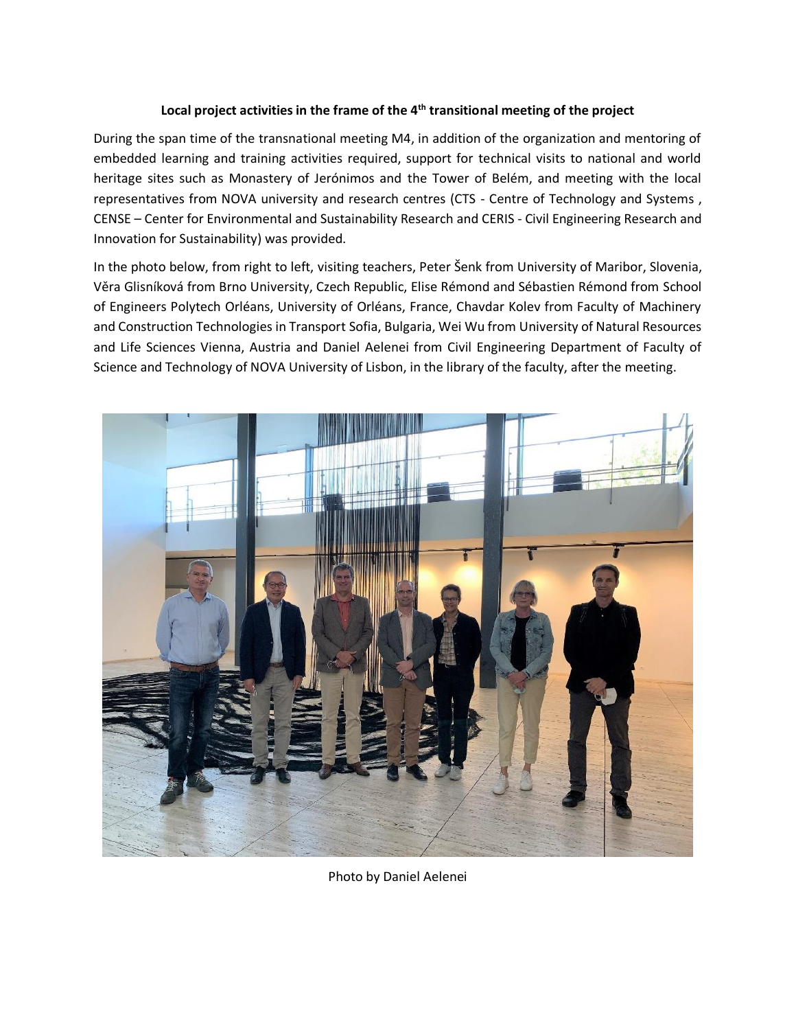**Local project activities in the frame of the 4th transitional meeting of the project**

During the span time of the transnational meeting M4, in addition of the organization and mentoring of embedded learning and training activities required, support for technical visits to national and world heritage sites such as Monastery of Jerónimos and the Tower of Belém, and meeting with the local representatives from NOVA university and research centres (CTS - Centre of Technology and Systems , CENSE – Center for Environmental and Sustainability Research and CERIS - Civil Engineering Research and Innovation for Sustainability) was provided.

In the photo below, from right to left, visiting teachers, Peter Šenk from University of Maribor, Slovenia, Věra Glisníková from Brno University, Czech Republic, Elise Rémond and Sébastien Rémond from School of Engineers Polytech Orléans, University of Orléans, France, Chavdar Kolev from Faculty of Machinery and Construction Technologies in Transport Sofia, Bulgaria, Wei Wu from University of Natural Resources and Life Sciences Vienna, Austria and Daniel Aelenei from Civil Engineering Department of Faculty of Science and Technology of NOVA University of Lisbon, in the library of the faculty, after the meeting.

Photo by Daniel Aelenei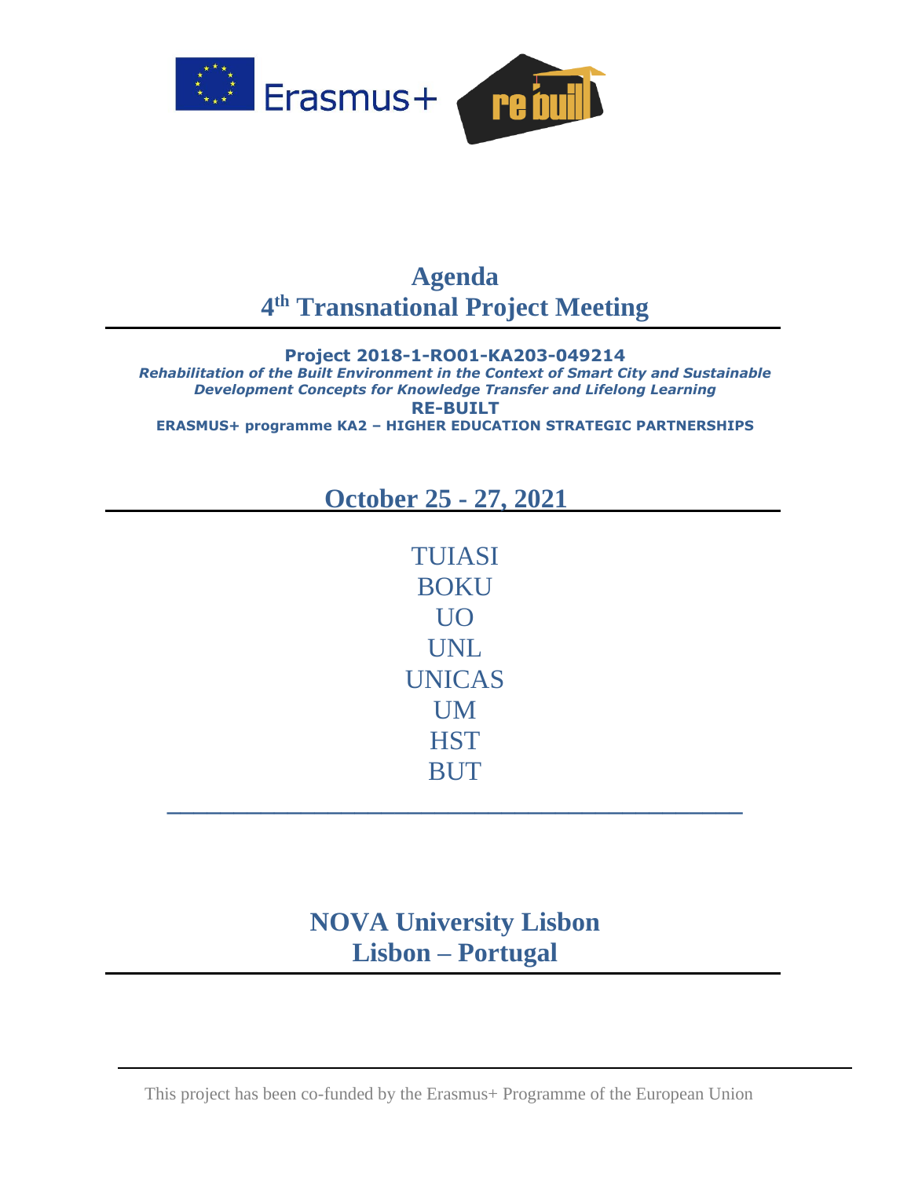# Agenda

# 4th Transnational Project Meeting

**Project 2018-1-RO01-KA203-049214**

***Rehabilitation of the Built Environment in the Context of Smart City and Sustainable Development Concepts for Knowledge Transfer and Lifelong Learning***

**RE-BUILT**

**ERASMUS+ programme KA2 – HIGHER EDUCATION STRATEGIC PARTNERSHIPS**

## October 25 - 27, 2021

TUIASI
BOKU
UO
UNL
UNICAS
UM
HST
BUT

## NOVA University Lisbon
## Lisbon – Portugal

This project has been co-funded by the Erasmus+ Programme of the European Union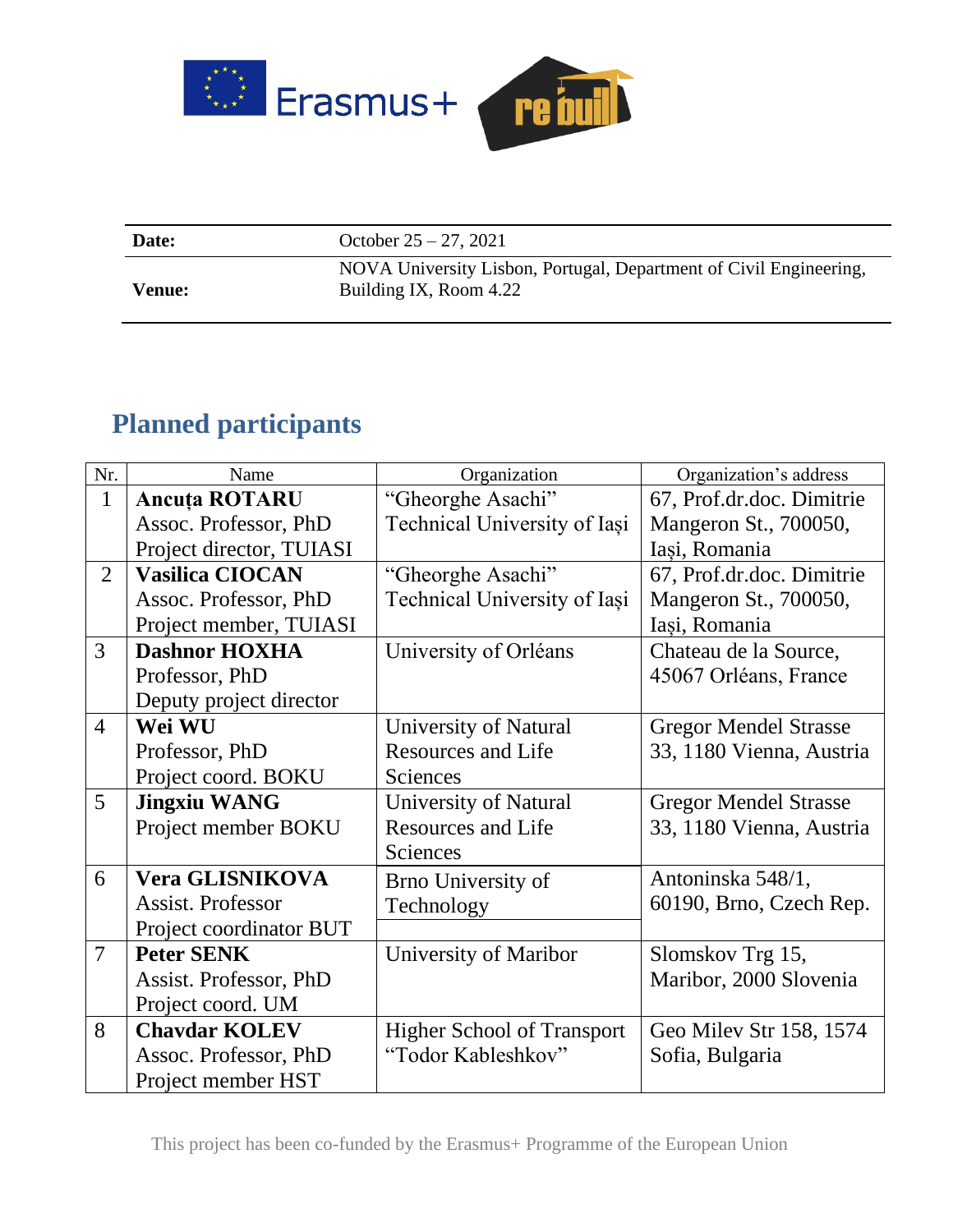| **Date:** | October 25 – 27, 2021 |
|---|---|
| **Venue:** | NOVA University Lisbon, Portugal, Department of Civil Engineering, Building IX, Room 4.22 |

## Planned participants

| Nr. | Name | Organization | Organization's address |
|---|---|---|---|
| 1 | **Ancuța ROTARU** Assoc. Professor, PhD Project director, TUIASI | "Gheorghe Asachi" Technical University of Iași | 67, Prof.dr.doc. Dimitrie Mangeron St., 700050, Iași, Romania |
| 2 | **Vasilica CIOCAN** Assoc. Professor, PhD Project member, TUIASI | "Gheorghe Asachi" Technical University of Iași | 67, Prof.dr.doc. Dimitrie Mangeron St., 700050, Iași, Romania |
| 3 | **Dashnor HOXHA** Professor, PhD Deputy project director | University of Orléans | Chateau de la Source, 45067 Orléans, France |
| 4 | **Wei WU** Professor, PhD Project coord. BOKU | University of Natural Resources and Life Sciences | Gregor Mendel Strasse 33, 1180 Vienna, Austria |
| 5 | **Jingxiu WANG** Project member BOKU | University of Natural Resources and Life Sciences | Gregor Mendel Strasse 33, 1180 Vienna, Austria |
| 6 | **Vera GLISNIKOVA** Assist. Professor Project coordinator BUT | Brno University of Technology | Antoninska 548/1, 60190, Brno, Czech Rep. |
| 7 | **Peter SENK** Assist. Professor, PhD Project coord. UM | University of Maribor | Slomskov Trg 15, Maribor, 2000 Slovenia |
| 8 | **Chavdar KOLEV** Assoc. Professor, PhD Project member HST | Higher School of Transport "Todor Kableshkov" | Geo Milev Str 158, 1574 Sofia, Bulgaria |

This project has been co-funded by the Erasmus+ Programme of the European Union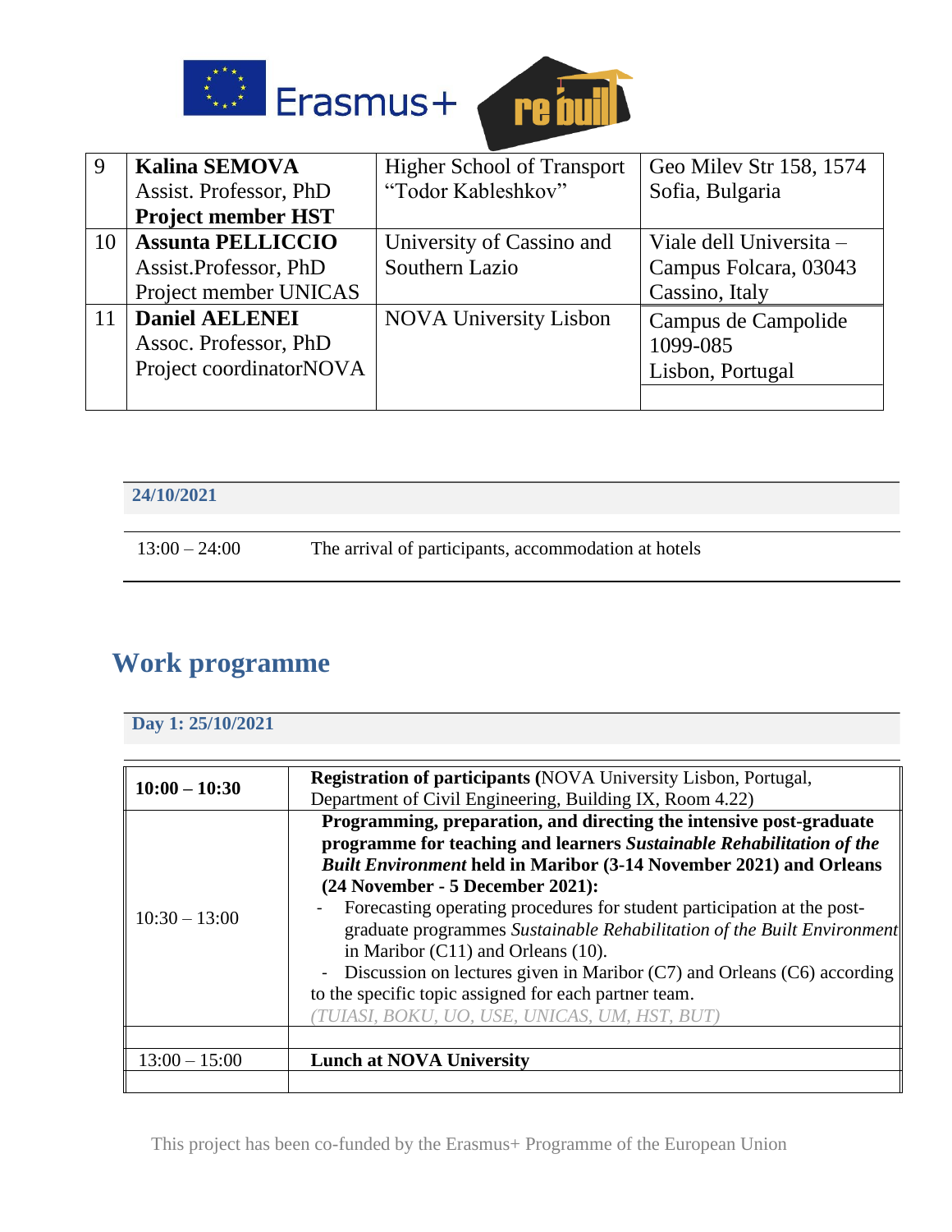| 9 | **Kalina SEMOVA**<br>Assist. Professor, PhD<br>**Project member HST** | Higher School of Transport "Todor Kableshkov" | Geo Milev Str 158, 1574 Sofia, Bulgaria |
|---|---|---|---|
| 10 | **Assunta PELLICCIO**<br>Assist.Professor, PhD<br>Project member UNICAS | University of Cassino and Southern Lazio | Viale dell Universita – Campus Folcara, 03043 Cassino, Italy |
| 11 | **Daniel AELENEI**<br>Assoc. Professor, PhD<br>Project coordinatorNOVA | NOVA University Lisbon | Campus de Campolide 1099-085<br>Lisbon, Portugal |

**24/10/2021**

| 13:00 – 24:00 | The arrival of participants, accommodation at hotels |
|---|---|

## Work programme

**Day 1: 25/10/2021**

| **10:00 – 10:30** | **Registration of participants (**NOVA University Lisbon, Portugal, Department of Civil Engineering, Building IX, Room 4.22) |
|---|---|
| 10:30 – 13:00 | **Programming, preparation, and directing the intensive post-graduate programme for teaching and learners *Sustainable Rehabilitation of the Built Environment* held in Maribor (3-14 November 2021) and Orleans (24 November - 5 December 2021):**<br>- Forecasting operating procedures for student participation at the post-graduate programmes *Sustainable Rehabilitation of the Built Environment* in Maribor (C11) and Orleans (10).<br>- Discussion on lectures given in Maribor (C7) and Orleans (C6) according to the specific topic assigned for each partner team.<br>*(TUIASI, BOKU, UO, USE, UNICAS, UM, HST, BUT)* |
| | |
| 13:00 – 15:00 | **Lunch at NOVA University** |
| | |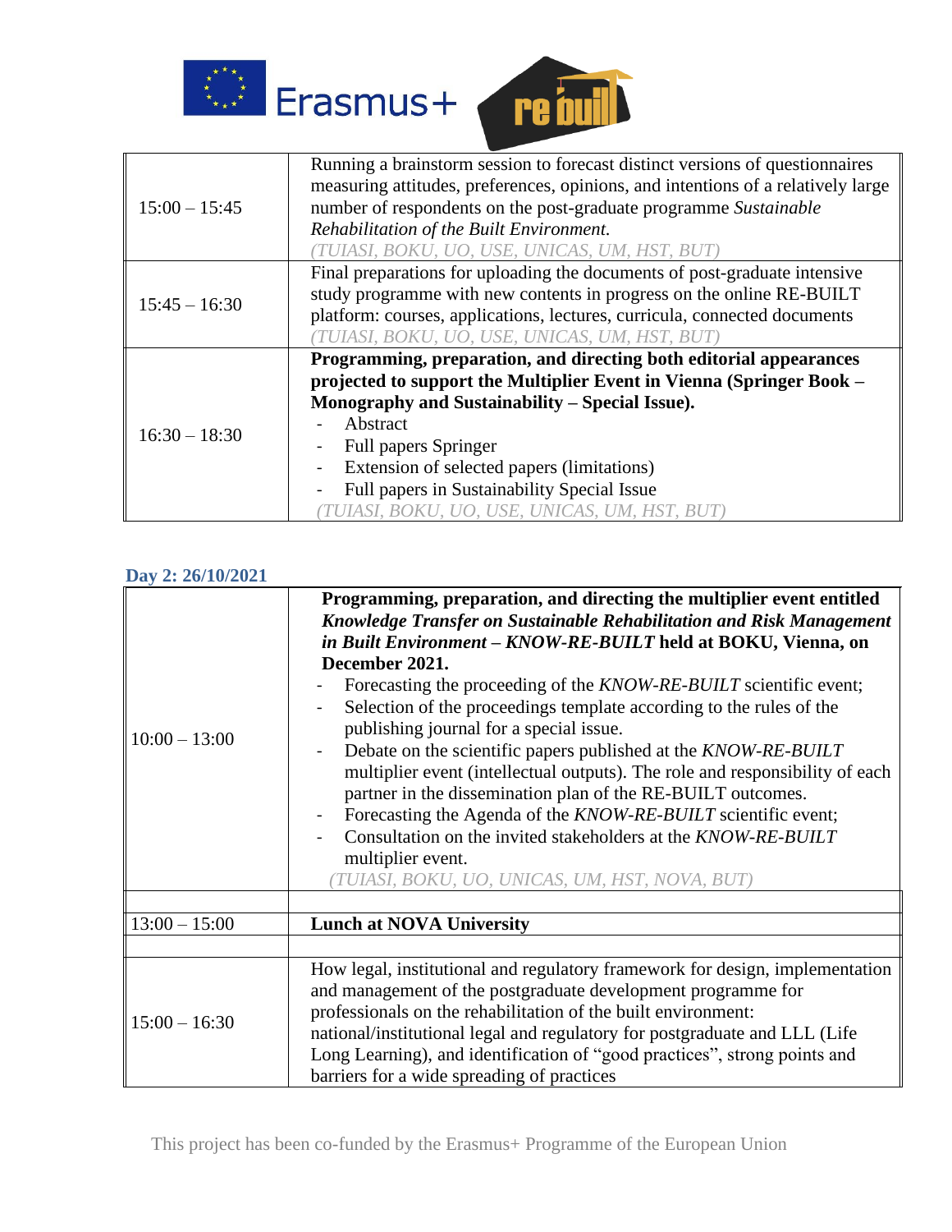| | |
|---|---|
| 15:00 – 15:45 | Running a brainstorm session to forecast distinct versions of questionnaires measuring attitudes, preferences, opinions, and intentions of a relatively large number of respondents on the post-graduate programme *Sustainable Rehabilitation of the Built Environment.* (TUIASI, BOKU, UO, USE, UNICAS, UM, HST, BUT) |
| 15:45 – 16:30 | Final preparations for uploading the documents of post-graduate intensive study programme with new contents in progress on the online RE-BUILT platform: courses, applications, lectures, curricula, connected documents (TUIASI, BOKU, UO, USE, UNICAS, UM, HST, BUT) |
| 16:30 – 18:30 | **Programming, preparation, and directing both editorial appearances projected to support the Multiplier Event in Vienna (Springer Book – Monography and Sustainability – Special Issue).**<br>- Abstract<br>- Full papers Springer<br>- Extension of selected papers (limitations)<br>- Full papers in Sustainability Special Issue<br>(TUIASI, BOKU, UO, USE, UNICAS, UM, HST, BUT) |

### Day 2: 26/10/2021

| | |
|---|---|
| 10:00 – 13:00 | **Programming, preparation, and directing the multiplier event entitled *Knowledge Transfer on Sustainable Rehabilitation and Risk Management in Built Environment – KNOW-RE-BUILT* held at BOKU, Vienna, on December 2021.**<br>- Forecasting the proceeding of the *KNOW-RE-BUILT* scientific event;<br>- Selection of the proceedings template according to the rules of the publishing journal for a special issue.<br>- Debate on the scientific papers published at the *KNOW-RE-BUILT* multiplier event (intellectual outputs). The role and responsibility of each partner in the dissemination plan of the RE-BUILT outcomes.<br>- Forecasting the Agenda of the *KNOW-RE-BUILT* scientific event;<br>- Consultation on the invited stakeholders at the *KNOW-RE-BUILT* multiplier event.<br>(TUIASI, BOKU, UO, UNICAS, UM, HST, NOVA, BUT) |
| | |
| 13:00 – 15:00 | **Lunch at NOVA University** |
| | |
| 15:00 – 16:30 | How legal, institutional and regulatory framework for design, implementation and management of the postgraduate development programme for professionals on the rehabilitation of the built environment: national/institutional legal and regulatory for postgraduate and LLL (Life Long Learning), and identification of "good practices", strong points and barriers for a wide spreading of practices |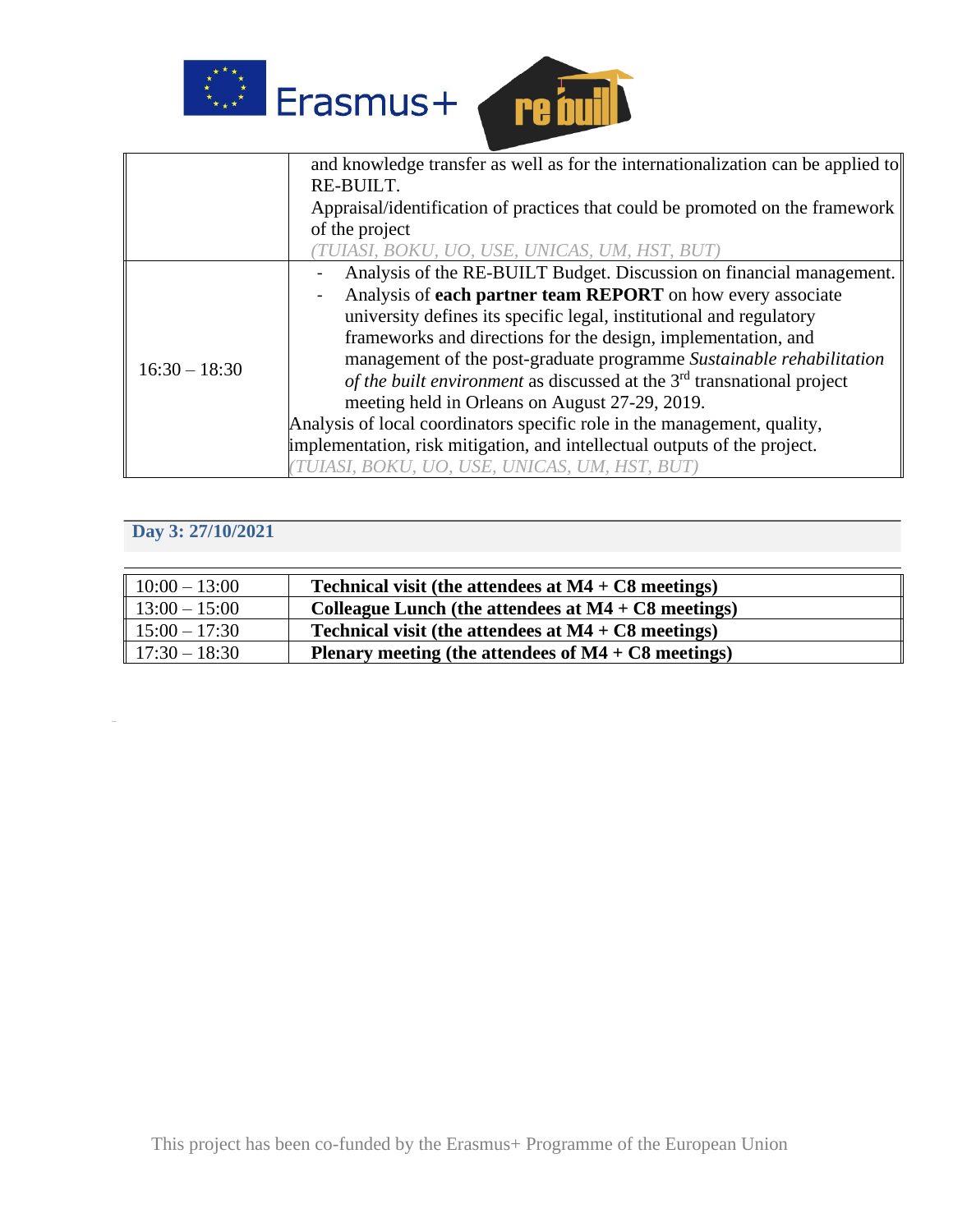| | |
|---|---|
| | and knowledge transfer as well as for the internationalization can be applied to RE-BUILT.<br>Appraisal/identification of practices that could be promoted on the framework of the project<br>*(TUIASI, BOKU, UO, USE, UNICAS, UM, HST, BUT)* |
| 16:30 – 18:30 | - Analysis of the RE-BUILT Budget. Discussion on financial management.<br>- Analysis of **each partner team REPORT** on how every associate university defines its specific legal, institutional and regulatory frameworks and directions for the design, implementation, and management of the post-graduate programme *Sustainable rehabilitation of the built environment* as discussed at the 3rd transnational project meeting held in Orleans on August 27-29, 2019.<br>Analysis of local coordinators specific role in the management, quality, implementation, risk mitigation, and intellectual outputs of the project.<br>*(TUIASI, BOKU, UO, USE, UNICAS, UM, HST, BUT)* |

### Day 3: 27/10/2021

| | |
|---|---|
| 10:00 – 13:00 | **Technical visit (the attendees at M4 + C8 meetings)** |
| 13:00 – 15:00 | **Colleague Lunch (the attendees at M4 + C8 meetings)** |
| 15:00 – 17:30 | **Technical visit (the attendees at M4 + C8 meetings)** |
| 17:30 – 18:30 | **Plenary meeting (the attendees of M4 + C8 meetings)** |